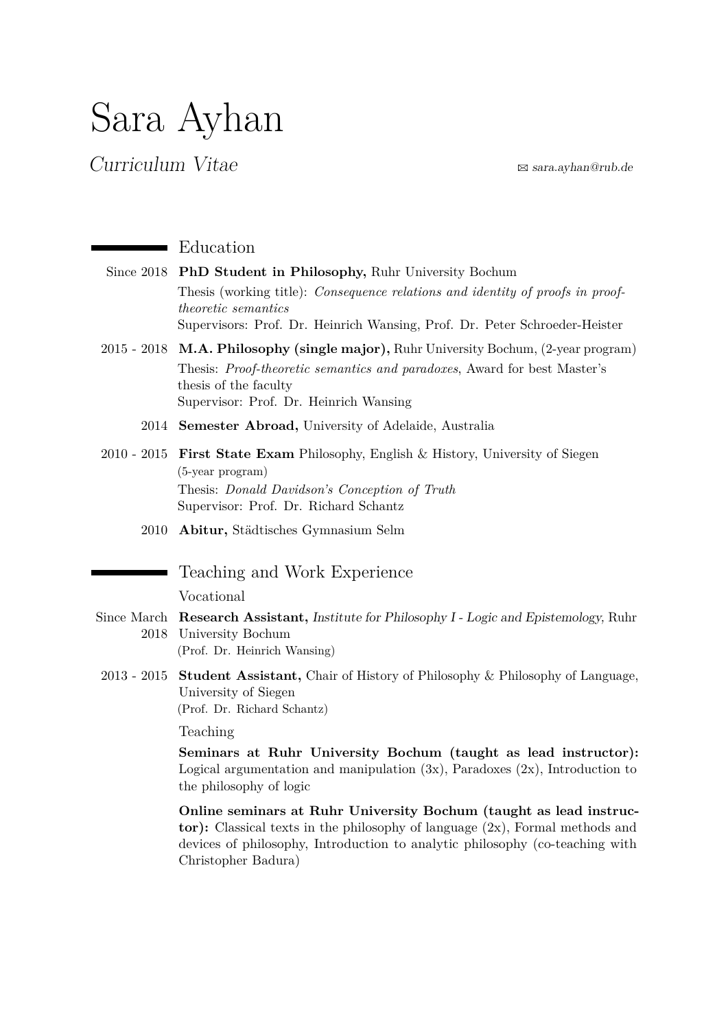# Sara Ayhan

*Curriculum Vitae*

✉ *sara.ayhan@rub.de*

## Education

**Since 2018** — **PhD Student in Philosophy,** Ruhr University Bochum
Thesis (working title): *Consequence relations and identity of proofs in proof-theoretic semantics*
Supervisors: Prof. Dr. Heinrich Wansing, Prof. Dr. Peter Schroeder-Heister

**2015 - 2018** — **M.A. Philosophy (single major),** Ruhr University Bochum, (2-year program)
Thesis: *Proof-theoretic semantics and paradoxes*, Award for best Master's thesis of the faculty
Supervisor: Prof. Dr. Heinrich Wansing

**2014** — **Semester Abroad,** University of Adelaide, Australia

**2010 - 2015** — **First State Exam** Philosophy, English & History, University of Siegen (5-year program)
Thesis: *Donald Davidson's Conception of Truth*
Supervisor: Prof. Dr. Richard Schantz

**2010** — **Abitur,** Städtisches Gymnasium Selm

## Teaching and Work Experience

### Vocational

**Since March 2018** — **Research Assistant,** *Institute for Philosophy I - Logic and Epistemology,* Ruhr University Bochum
(Prof. Dr. Heinrich Wansing)

**2013 - 2015** — **Student Assistant,** Chair of History of Philosophy & Philosophy of Language, University of Siegen
(Prof. Dr. Richard Schantz)

### Teaching

**Seminars at Ruhr University Bochum (taught as lead instructor):** Logical argumentation and manipulation (3x), Paradoxes (2x), Introduction to the philosophy of logic

**Online seminars at Ruhr University Bochum (taught as lead instructor):** Classical texts in the philosophy of language (2x), Formal methods and devices of philosophy, Introduction to analytic philosophy (co-teaching with Christopher Badura)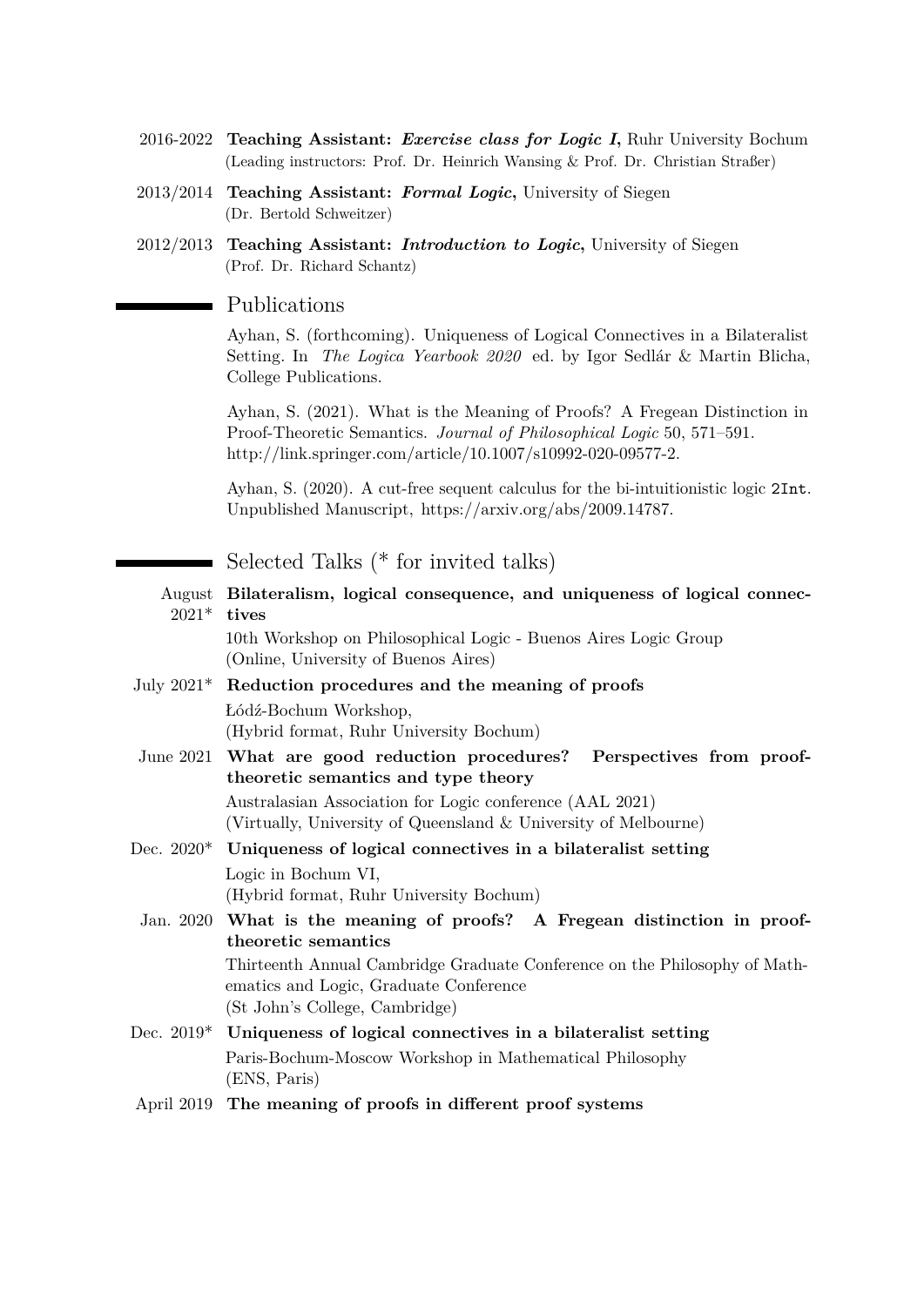2016-2022 **Teaching Assistant: *Exercise class for Logic I*,** Ruhr University Bochum
(Leading instructors: Prof. Dr. Heinrich Wansing & Prof. Dr. Christian Straßer)

2013/2014 **Teaching Assistant: *Formal Logic*,** University of Siegen
(Dr. Bertold Schweitzer)

2012/2013 **Teaching Assistant: *Introduction to Logic*,** University of Siegen
(Prof. Dr. Richard Schantz)

## Publications

Ayhan, S. (forthcoming). Uniqueness of Logical Connectives in a Bilateralist Setting. In *The Logica Yearbook 2020* ed. by Igor Sedlár & Martin Blicha, College Publications.

Ayhan, S. (2021). What is the Meaning of Proofs? A Fregean Distinction in Proof-Theoretic Semantics. *Journal of Philosophical Logic* 50, 571–591. http://link.springer.com/article/10.1007/s10992-020-09577-2.

Ayhan, S. (2020). A cut-free sequent calculus for the bi-intuitionistic logic `2Int`. Unpublished Manuscript, https://arxiv.org/abs/2009.14787.

## Selected Talks (* for invited talks)

August 2021* **Bilateralism, logical consequence, and uniqueness of logical connectives**
10th Workshop on Philosophical Logic - Buenos Aires Logic Group
(Online, University of Buenos Aires)

July 2021* **Reduction procedures and the meaning of proofs**
Łódź-Bochum Workshop,
(Hybrid format, Ruhr University Bochum)

June 2021 **What are good reduction procedures? Perspectives from proof-theoretic semantics and type theory**
Australasian Association for Logic conference (AAL 2021)
(Virtually, University of Queensland & University of Melbourne)

Dec. 2020* **Uniqueness of logical connectives in a bilateralist setting**
Logic in Bochum VI,
(Hybrid format, Ruhr University Bochum)

Jan. 2020 **What is the meaning of proofs? A Fregean distinction in proof-theoretic semantics**
Thirteenth Annual Cambridge Graduate Conference on the Philosophy of Mathematics and Logic, Graduate Conference
(St John's College, Cambridge)

Dec. 2019* **Uniqueness of logical connectives in a bilateralist setting**
Paris-Bochum-Moscow Workshop in Mathematical Philosophy
(ENS, Paris)

April 2019 **The meaning of proofs in different proof systems**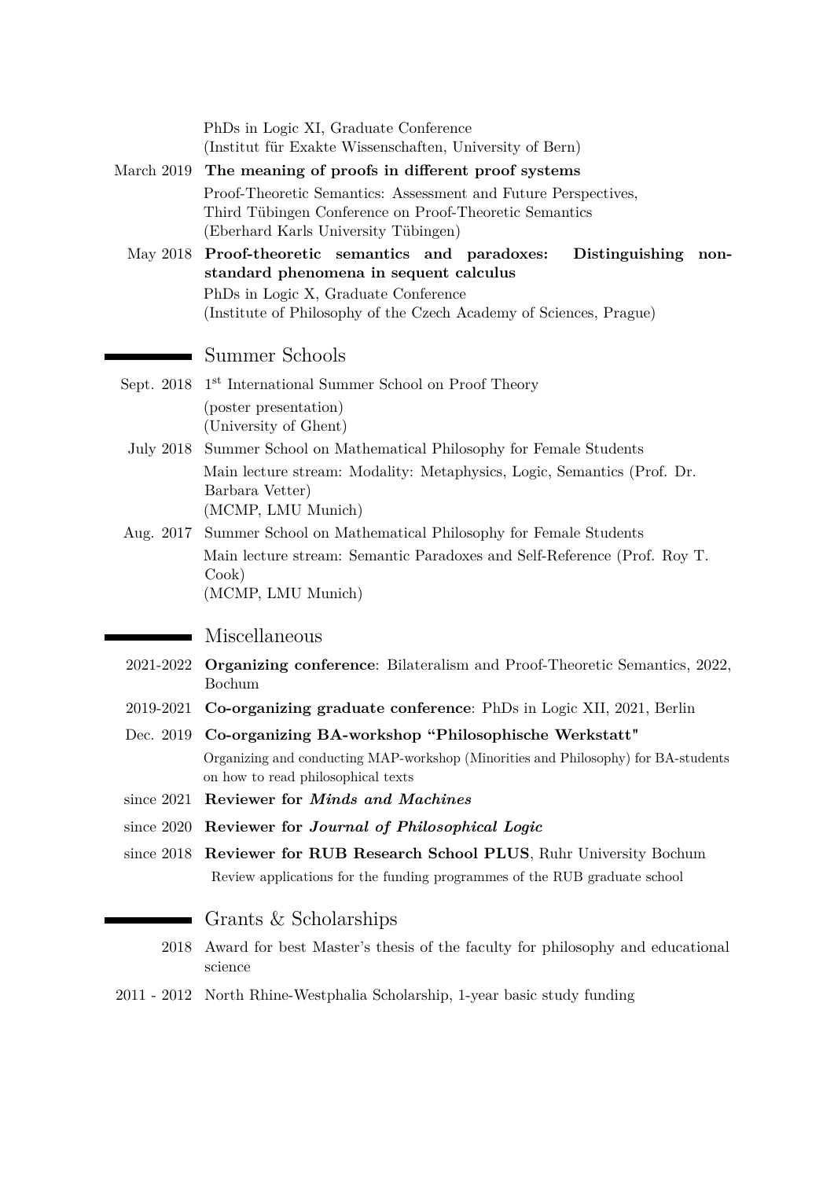PhDs in Logic XI, Graduate Conference
(Institut für Exakte Wissenschaften, University of Bern)

March 2019 **The meaning of proofs in different proof systems**
Proof-Theoretic Semantics: Assessment and Future Perspectives,
Third Tübingen Conference on Proof-Theoretic Semantics
(Eberhard Karls University Tübingen)

May 2018 **Proof-theoretic semantics and paradoxes: Distinguishing non-standard phenomena in sequent calculus**
PhDs in Logic X, Graduate Conference
(Institute of Philosophy of the Czech Academy of Sciences, Prague)

## Summer Schools

Sept. 2018 1st International Summer School on Proof Theory
(poster presentation)
(University of Ghent)

July 2018 Summer School on Mathematical Philosophy for Female Students
Main lecture stream: Modality: Metaphysics, Logic, Semantics (Prof. Dr. Barbara Vetter)
(MCMP, LMU Munich)

Aug. 2017 Summer School on Mathematical Philosophy for Female Students
Main lecture stream: Semantic Paradoxes and Self-Reference (Prof. Roy T. Cook)
(MCMP, LMU Munich)

## Miscellaneous

2021-2022 **Organizing conference**: Bilateralism and Proof-Theoretic Semantics, 2022, Bochum

2019-2021 **Co-organizing graduate conference**: PhDs in Logic XII, 2021, Berlin

Dec. 2019 **Co-organizing BA-workshop "Philosophische Werkstatt"**
Organizing and conducting MAP-workshop (Minorities and Philosophy) for BA-students on how to read philosophical texts

since 2021 **Reviewer for *Minds and Machines***

since 2020 **Reviewer for *Journal of Philosophical Logic***

since 2018 **Reviewer for RUB Research School PLUS**, Ruhr University Bochum
Review applications for the funding programmes of the RUB graduate school

## Grants & Scholarships

2018 Award for best Master's thesis of the faculty for philosophy and educational science

2011 - 2012 North Rhine-Westphalia Scholarship, 1-year basic study funding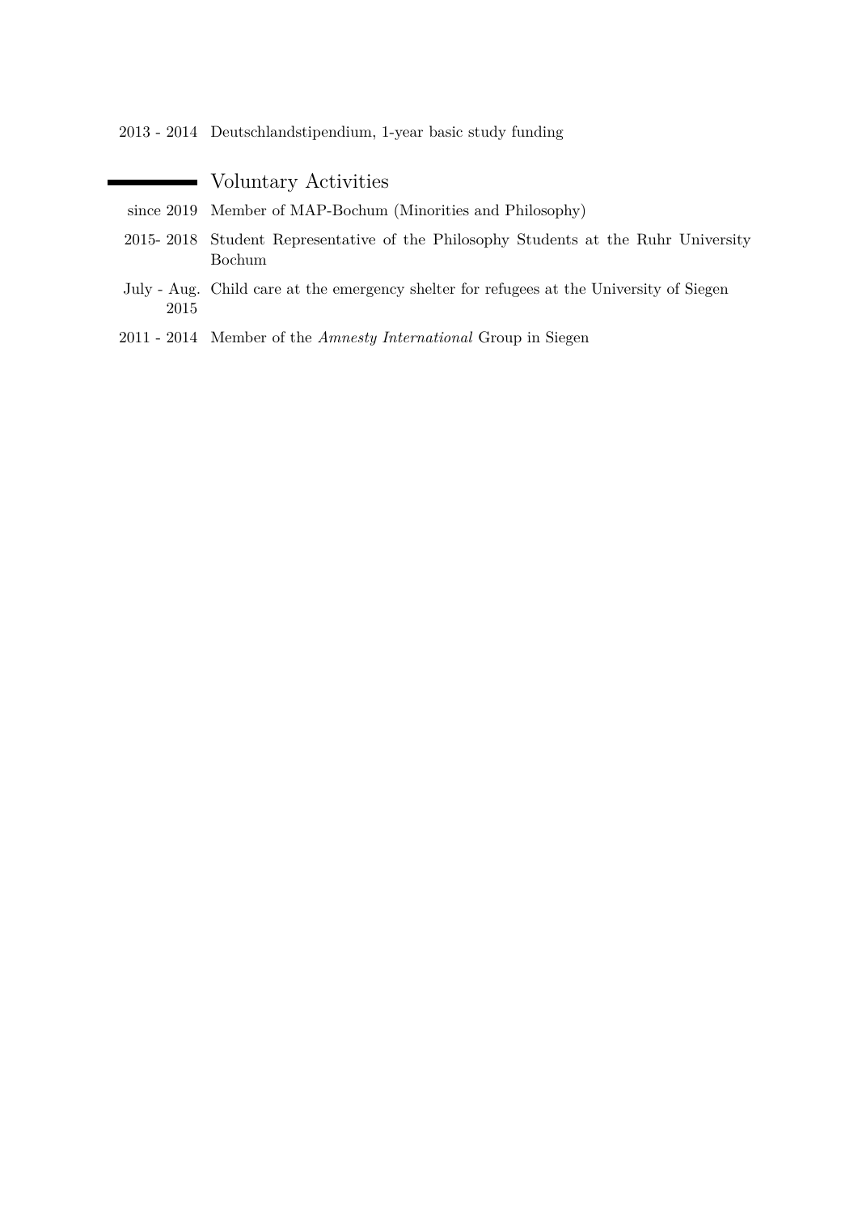2013 - 2014 Deutschlandstipendium, 1-year basic study funding

## Voluntary Activities

since 2019 Member of MAP-Bochum (Minorities and Philosophy)

2015- 2018 Student Representative of the Philosophy Students at the Ruhr University Bochum

July - Aug. 2015 Child care at the emergency shelter for refugees at the University of Siegen

2011 - 2014 Member of the *Amnesty International* Group in Siegen